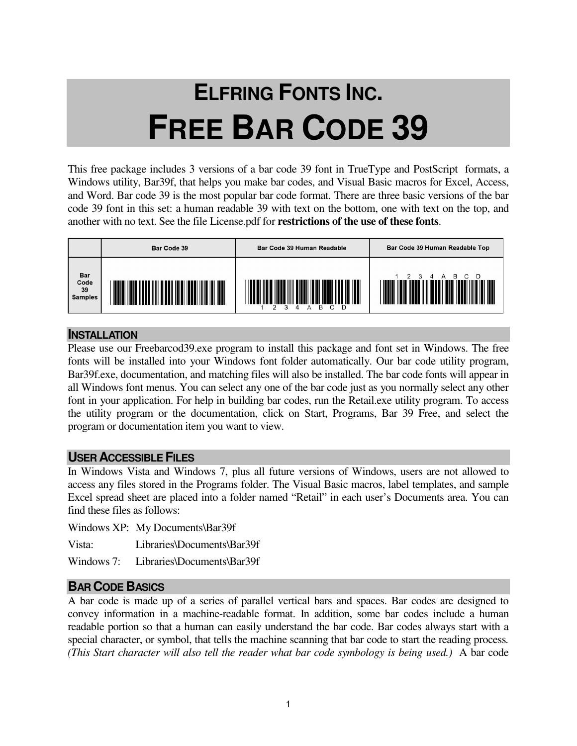# ELFRING FONTS INC.
# FREE BAR CODE 39

This free package includes 3 versions of a bar code 39 font in TrueType and PostScript formats, a Windows utility, Bar39f, that helps you make bar codes, and Visual Basic macros for Excel, Access, and Word. Bar code 39 is the most popular bar code format. There are three basic versions of the bar code 39 font in this set: a human readable 39 with text on the bottom, one with text on the top, and another with no text. See the file License.pdf for **restrictions of the use of these fonts**.

| | Bar Code 39 | Bar Code 39 Human Readable | Bar Code 39 Human Readable Top |
|---|---|---|---|
| Bar Code 39 Samples | | 1 2 3 4 A B C D | 1 2 3 4 A B C D |

## INSTALLATION

Please use our Freebarcod39.exe program to install this package and font set in Windows. The free fonts will be installed into your Windows font folder automatically. Our bar code utility program, Bar39f.exe, documentation, and matching files will also be installed. The bar code fonts will appear in all Windows font menus. You can select any one of the bar code just as you normally select any other font in your application. For help in building bar codes, run the Retail.exe utility program. To access the utility program or the documentation, click on Start, Programs, Bar 39 Free, and select the program or documentation item you want to view.

## USER ACCESSIBLE FILES

In Windows Vista and Windows 7, plus all future versions of Windows, users are not allowed to access any files stored in the Programs folder. The Visual Basic macros, label templates, and sample Excel spread sheet are placed into a folder named "Retail" in each user's Documents area. You can find these files as follows:

Windows XP: My Documents\Bar39f

Vista: Libraries\Documents\Bar39f

Windows 7: Libraries\Documents\Bar39f

## BAR CODE BASICS

A bar code is made up of a series of parallel vertical bars and spaces. Bar codes are designed to convey information in a machine-readable format. In addition, some bar codes include a human readable portion so that a human can easily understand the bar code. Bar codes always start with a special character, or symbol, that tells the machine scanning that bar code to start the reading process. *(This Start character will also tell the reader what bar code symbology is being used.)* A bar code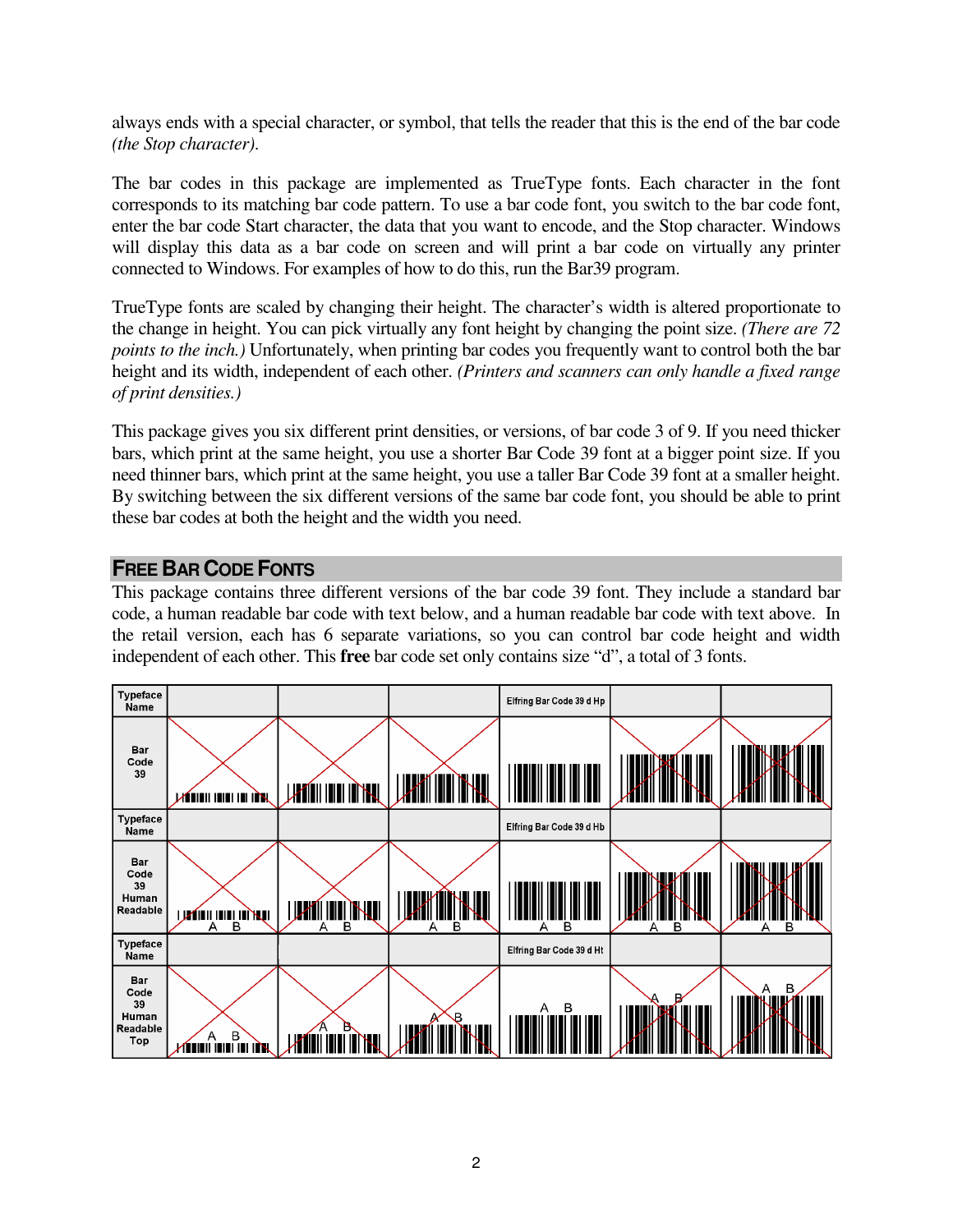always ends with a special character, or symbol, that tells the reader that this is the end of the bar code *(the Stop character).*

The bar codes in this package are implemented as TrueType fonts. Each character in the font corresponds to its matching bar code pattern. To use a bar code font, you switch to the bar code font, enter the bar code Start character, the data that you want to encode, and the Stop character. Windows will display this data as a bar code on screen and will print a bar code on virtually any printer connected to Windows. For examples of how to do this, run the Bar39 program.

TrueType fonts are scaled by changing their height. The character's width is altered proportionate to the change in height. You can pick virtually any font height by changing the point size. *(There are 72 points to the inch.)* Unfortunately, when printing bar codes you frequently want to control both the bar height and its width, independent of each other. *(Printers and scanners can only handle a fixed range of print densities.)*

This package gives you six different print densities, or versions, of bar code 3 of 9. If you need thicker bars, which print at the same height, you use a shorter Bar Code 39 font at a bigger point size. If you need thinner bars, which print at the same height, you use a taller Bar Code 39 font at a smaller height. By switching between the six different versions of the same bar code font, you should be able to print these bar codes at both the height and the width you need.

## FREE BAR CODE FONTS

This package contains three different versions of the bar code 39 font. They include a standard bar code, a human readable bar code with text below, and a human readable bar code with text above. In the retail version, each has 6 separate variations, so you can control bar code height and width independent of each other. This **free** bar code set only contains size "d", a total of 3 fonts.

| Typeface Name | | | | Elfring Bar Code 39 d Hp | | |
|---|---|---|---|---|---|---|
| Bar Code 39 | | | | | | |
| **Typeface Name** | | | | Elfring Bar Code 39 d Hb | | |
| Bar Code 39 Human Readable | A B | A B | A B | A B | A B | A B |
| **Typeface Name** | | | | Elfring Bar Code 39 d Ht | | |
| Bar Code 39 Human Readable Top | A B | A B | A B | A B | A B | A B |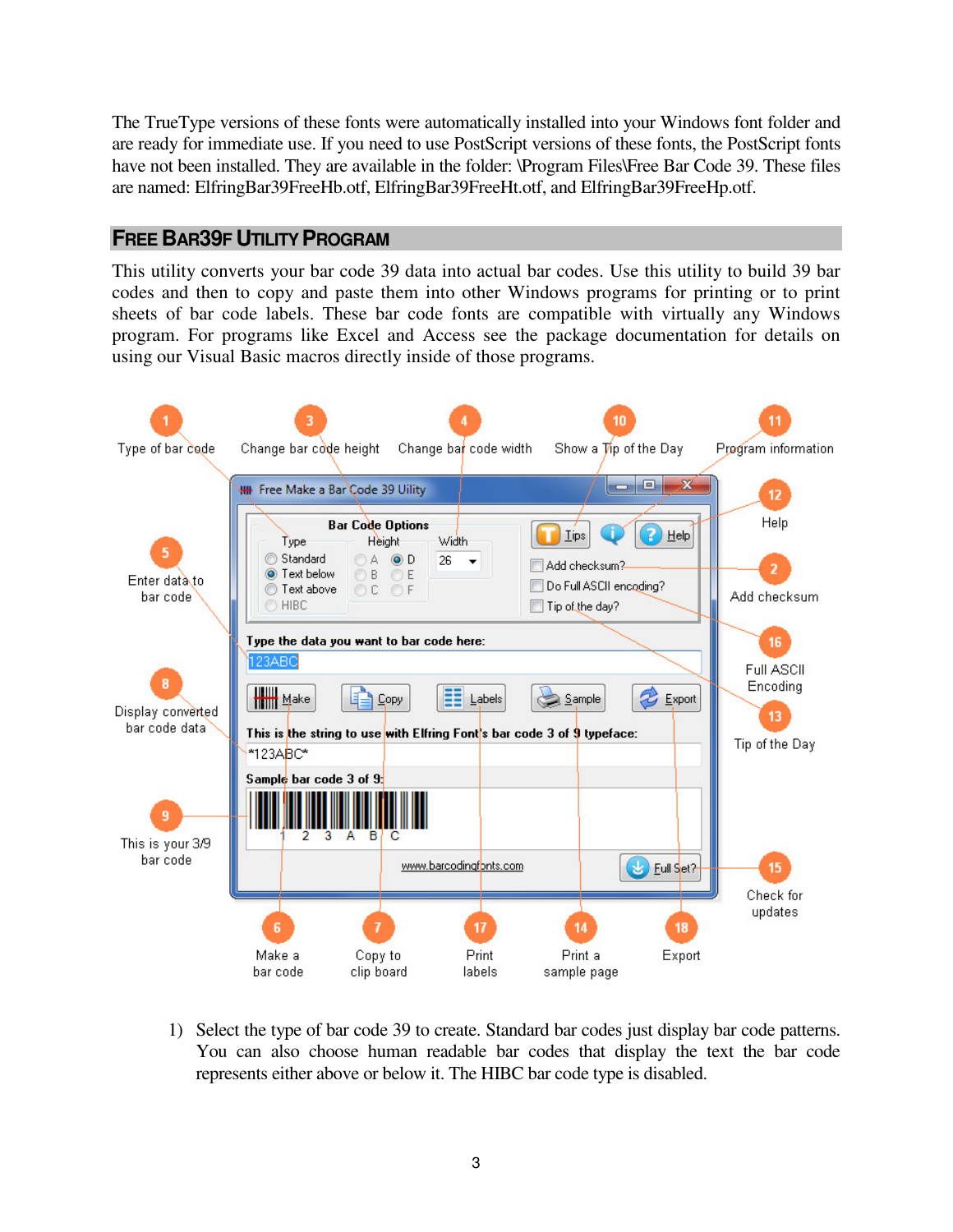The TrueType versions of these fonts were automatically installed into your Windows font folder and are ready for immediate use. If you need to use PostScript versions of these fonts, the PostScript fonts have not been installed. They are available in the folder: \Program Files\Free Bar Code 39. These files are named: ElfringBar39FreeHb.otf, ElfringBar39FreeHt.otf, and ElfringBar39FreeHp.otf.

## Free Bar39F Utility Program

This utility converts your bar code 39 data into actual bar codes. Use this utility to build 39 bar codes and then to copy and paste them into other Windows programs for printing or to print sheets of bar code labels. These bar code fonts are compatible with virtually any Windows program. For programs like Excel and Access see the package documentation for details on using our Visual Basic macros directly inside of those programs.

1) Select the type of bar code 39 to create. Standard bar codes just display bar code patterns. You can also choose human readable bar codes that display the text the bar code represents either above or below it. The HIBC bar code type is disabled.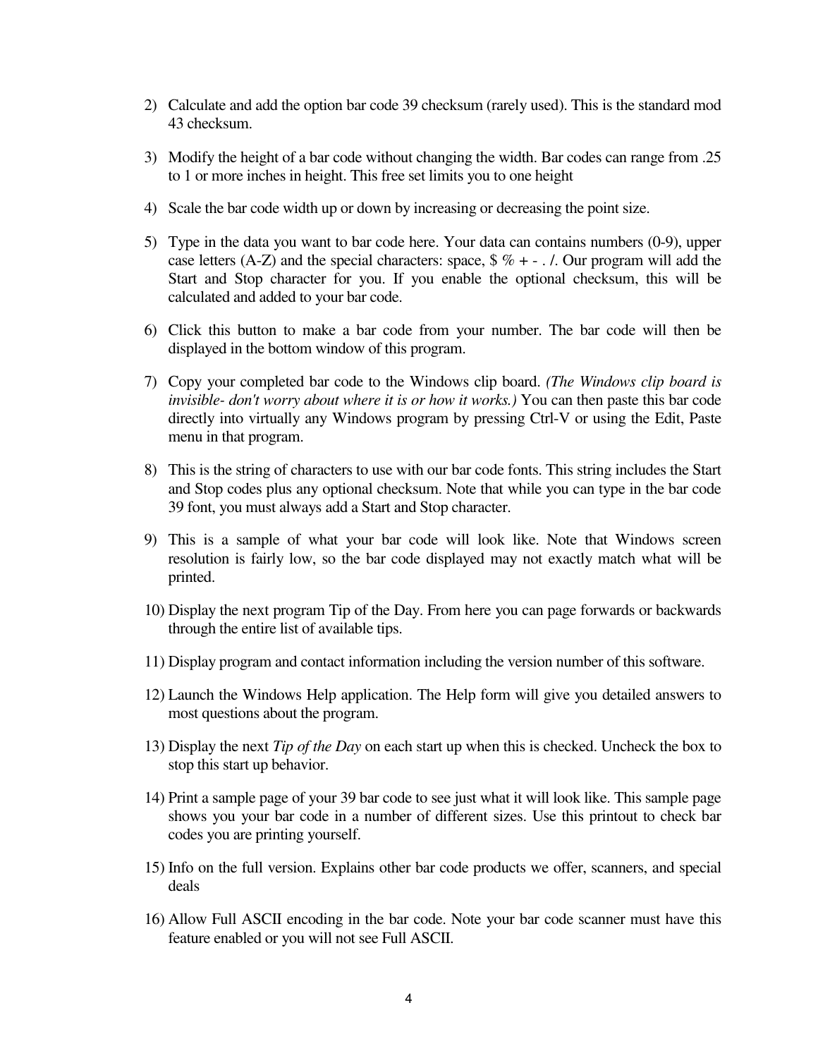2) Calculate and add the option bar code 39 checksum (rarely used). This is the standard mod 43 checksum.

3) Modify the height of a bar code without changing the width. Bar codes can range from .25 to 1 or more inches in height. This free set limits you to one height

4) Scale the bar code width up or down by increasing or decreasing the point size.

5) Type in the data you want to bar code here. Your data can contains numbers (0-9), upper case letters (A-Z) and the special characters: space, $ % + - . /. Our program will add the Start and Stop character for you. If you enable the optional checksum, this will be calculated and added to your bar code.

6) Click this button to make a bar code from your number. The bar code will then be displayed in the bottom window of this program.

7) Copy your completed bar code to the Windows clip board. *(The Windows clip board is invisible- don't worry about where it is or how it works.)* You can then paste this bar code directly into virtually any Windows program by pressing Ctrl-V or using the Edit, Paste menu in that program.

8) This is the string of characters to use with our bar code fonts. This string includes the Start and Stop codes plus any optional checksum. Note that while you can type in the bar code 39 font, you must always add a Start and Stop character.

9) This is a sample of what your bar code will look like. Note that Windows screen resolution is fairly low, so the bar code displayed may not exactly match what will be printed.

10) Display the next program Tip of the Day. From here you can page forwards or backwards through the entire list of available tips.

11) Display program and contact information including the version number of this software.

12) Launch the Windows Help application. The Help form will give you detailed answers to most questions about the program.

13) Display the next *Tip of the Day* on each start up when this is checked. Uncheck the box to stop this start up behavior.

14) Print a sample page of your 39 bar code to see just what it will look like. This sample page shows you your bar code in a number of different sizes. Use this printout to check bar codes you are printing yourself.

15) Info on the full version. Explains other bar code products we offer, scanners, and special deals

16) Allow Full ASCII encoding in the bar code. Note your bar code scanner must have this feature enabled or you will not see Full ASCII.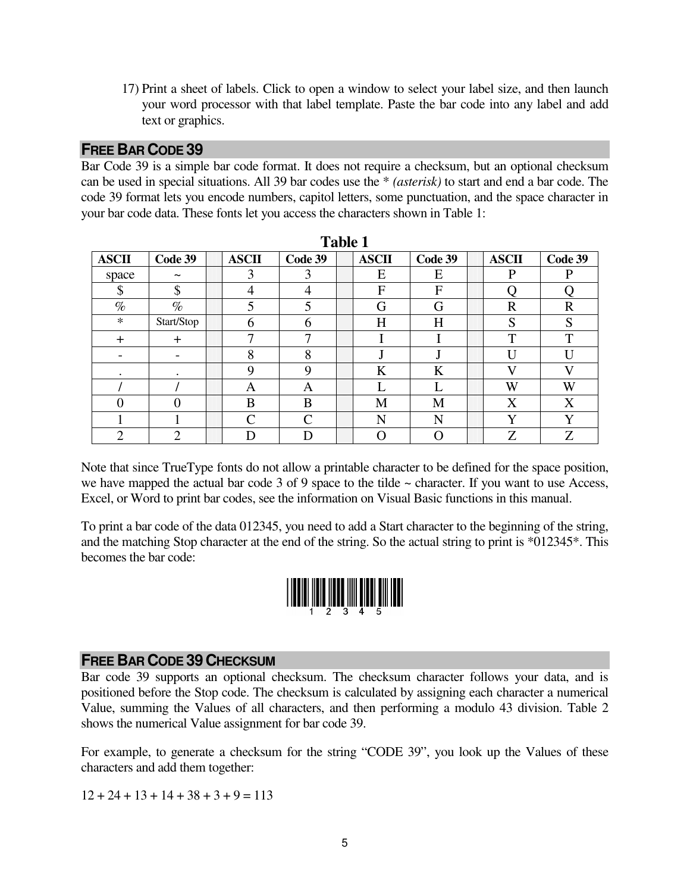17) Print a sheet of labels. Click to open a window to select your label size, and then launch your word processor with that label template. Paste the bar code into any label and add text or graphics.

## FREE BAR CODE 39

Bar Code 39 is a simple bar code format. It does not require a checksum, but an optional checksum can be used in special situations. All 39 bar codes use the * *(asterisk)* to start and end a bar code. The code 39 format lets you encode numbers, capitol letters, some punctuation, and the space character in your bar code data. These fonts let you access the characters shown in Table 1:

**Table 1**

| ASCII | Code 39 | | ASCII | Code 39 | | ASCII | Code 39 | | ASCII | Code 39 |
|---|---|---|---|---|---|---|---|---|---|---|
| space | ~ | | 3 | 3 | | E | E | | P | P |
| $ | $ | | 4 | 4 | | F | F | | Q | Q |
| % | % | | 5 | 5 | | G | G | | R | R |
| * | Start/Stop | | 6 | 6 | | H | H | | S | S |
| + | + | | 7 | 7 | | I | I | | T | T |
| - | - | | 8 | 8 | | J | J | | U | U |
| . | . | | 9 | 9 | | K | K | | V | V |
| / | / | | A | A | | L | L | | W | W |
| 0 | 0 | | B | B | | M | M | | X | X |
| 1 | 1 | | C | C | | N | N | | Y | Y |
| 2 | 2 | | D | D | | O | O | | Z | Z |

Note that since TrueType fonts do not allow a printable character to be defined for the space position, we have mapped the actual bar code 3 of 9 space to the tilde ~ character. If you want to use Access, Excel, or Word to print bar codes, see the information on Visual Basic functions in this manual.

To print a bar code of the data 012345, you need to add a Start character to the beginning of the string, and the matching Stop character at the end of the string. So the actual string to print is *012345*. This becomes the bar code:

1 2 3 4 5

## FREE BAR CODE 39 CHECKSUM

Bar code 39 supports an optional checksum. The checksum character follows your data, and is positioned before the Stop code. The checksum is calculated by assigning each character a numerical Value, summing the Values of all characters, and then performing a modulo 43 division. Table 2 shows the numerical Value assignment for bar code 39.

For example, to generate a checksum for the string "CODE 39", you look up the Values of these characters and add them together:

12 + 24 + 13 + 14 + 38 + 3 + 9 = 113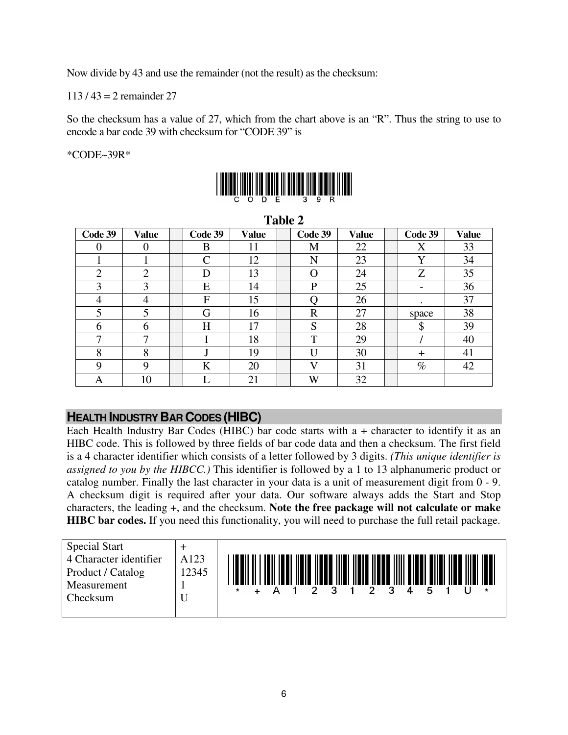Now divide by 43 and use the remainder (not the result) as the checksum:

113 / 43 = 2 remainder 27

So the checksum has a value of 27, which from the chart above is an "R". Thus the string to use to encode a bar code 39 with checksum for "CODE 39" is

*CODE~39R*

C O D E 3 9 R

**Table 2**

| Code 39 | Value | | Code 39 | Value | | Code 39 | Value | | Code 39 | Value |
|---|---|---|---|---|---|---|---|---|---|---|
| 0 | 0 | | B | 11 | | M | 22 | | X | 33 |
| 1 | 1 | | C | 12 | | N | 23 | | Y | 34 |
| 2 | 2 | | D | 13 | | O | 24 | | Z | 35 |
| 3 | 3 | | E | 14 | | P | 25 | | - | 36 |
| 4 | 4 | | F | 15 | | Q | 26 | | . | 37 |
| 5 | 5 | | G | 16 | | R | 27 | | space | 38 |
| 6 | 6 | | H | 17 | | S | 28 | | $ | 39 |
| 7 | 7 | | I | 18 | | T | 29 | | / | 40 |
| 8 | 8 | | J | 19 | | U | 30 | | + | 41 |
| 9 | 9 | | K | 20 | | V | 31 | | % | 42 |
| A | 10 | | L | 21 | | W | 32 | | | |

## HEALTH INDUSTRY BAR CODES (HIBC)

Each Health Industry Bar Codes (HIBC) bar code starts with a + character to identify it as an HIBC code. This is followed by three fields of bar code data and then a checksum. The first field is a 4 character identifier which consists of a letter followed by 3 digits. *(This unique identifier is assigned to you by the HIBCC.)* This identifier is followed by a 1 to 13 alphanumeric product or catalog number. Finally the last character in your data is a unit of measurement digit from 0 - 9. A checksum digit is required after your data. Our software always adds the Start and Stop characters, the leading +, and the checksum. **Note the free package will not calculate or make HIBC bar codes.** If you need this functionality, you will need to purchase the full retail package.

| Field | Data | |
|---|---|---|
| Special Start | + | * + A 1 2 3 1 2 3 4 5 1 U * |
| 4 Character identifier | A123 | |
| Product / Catalog | 12345 | |
| Measurement | 1 | |
| Checksum | U | |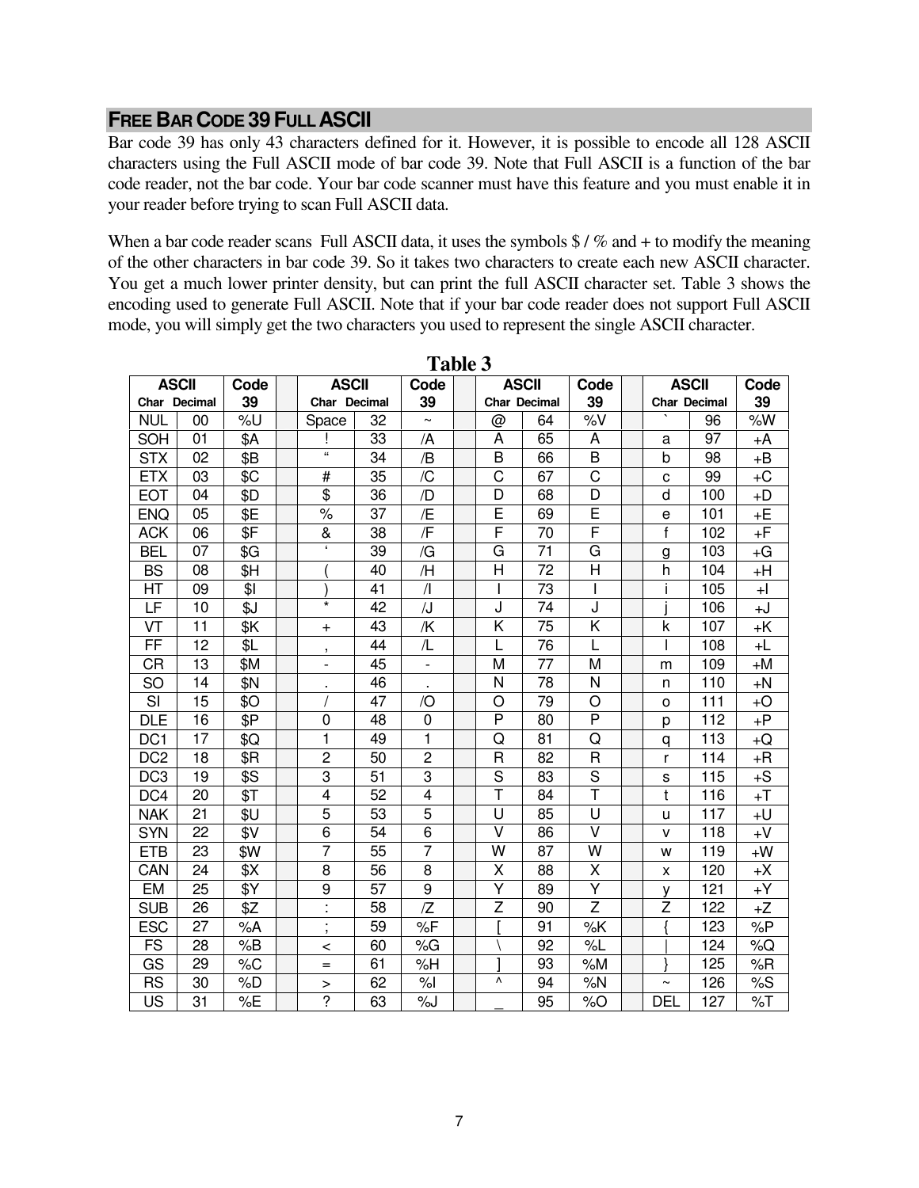## FREE BAR CODE 39 FULL ASCII

Bar code 39 has only 43 characters defined for it. However, it is possible to encode all 128 ASCII characters using the Full ASCII mode of bar code 39. Note that Full ASCII is a function of the bar code reader, not the bar code. Your bar code scanner must have this feature and you must enable it in your reader before trying to scan Full ASCII data.

When a bar code reader scans Full ASCII data, it uses the symbols $ / % and + to modify the meaning of the other characters in bar code 39. So it takes two characters to create each new ASCII character. You get a much lower printer density, but can print the full ASCII character set. Table 3 shows the encoding used to generate Full ASCII. Note that if your bar code reader does not support Full ASCII mode, you will simply get the two characters you used to represent the single ASCII character.

**Table 3**

| ASCII Char | Decimal | Code 39 | | ASCII Char | Decimal | Code 39 | | ASCII Char | Decimal | Code 39 | | ASCII Char | Decimal | Code 39 |
|---|---|---|---|---|---|---|---|---|---|---|---|---|---|---|
| NUL | 00 | %U | | Space | 32 | ~ | | @ | 64 | %V | | ` | 96 | %W |
| SOH | 01 | $A | | ! | 33 | /A | | A | 65 | A | | a | 97 | +A |
| STX | 02 | $B | | " | 34 | /B | | B | 66 | B | | b | 98 | +B |
| ETX | 03 | $C | | # | 35 | /C | | C | 67 | C | | c | 99 | +C |
| EOT | 04 | $D | | $ | 36 | /D | | D | 68 | D | | d | 100 | +D |
| ENQ | 05 | $E | | % | 37 | /E | | E | 69 | E | | e | 101 | +E |
| ACK | 06 | $F | | & | 38 | /F | | F | 70 | F | | f | 102 | +F |
| BEL | 07 | $G | | ' | 39 | /G | | G | 71 | G | | g | 103 | +G |
| BS | 08 | $H | | ( | 40 | /H | | H | 72 | H | | h | 104 | +H |
| HT | 09 | $I | | ) | 41 | /I | | I | 73 | I | | i | 105 | +I |
| LF | 10 | $J | | * | 42 | /J | | J | 74 | J | | j | 106 | +J |
| VT | 11 | $K | | + | 43 | /K | | K | 75 | K | | k | 107 | +K |
| FF | 12 | $L | | , | 44 | /L | | L | 76 | L | | l | 108 | +L |
| CR | 13 | $M | | - | 45 | - | | M | 77 | M | | m | 109 | +M |
| SO | 14 | $N | | . | 46 | . | | N | 78 | N | | n | 110 | +N |
| SI | 15 | $O | | / | 47 | /O | | O | 79 | O | | o | 111 | +O |
| DLE | 16 | $P | | 0 | 48 | 0 | | P | 80 | P | | p | 112 | +P |
| DC1 | 17 | $Q | | 1 | 49 | 1 | | Q | 81 | Q | | q | 113 | +Q |
| DC2 | 18 | $R | | 2 | 50 | 2 | | R | 82 | R | | r | 114 | +R |
| DC3 | 19 | $S | | 3 | 51 | 3 | | S | 83 | S | | s | 115 | +S |
| DC4 | 20 | $T | | 4 | 52 | 4 | | T | 84 | T | | t | 116 | +T |
| NAK | 21 | $U | | 5 | 53 | 5 | | U | 85 | U | | u | 117 | +U |
| SYN | 22 | $V | | 6 | 54 | 6 | | V | 86 | V | | v | 118 | +V |
| ETB | 23 | $W | | 7 | 55 | 7 | | W | 87 | W | | w | 119 | +W |
| CAN | 24 | $X | | 8 | 56 | 8 | | X | 88 | X | | x | 120 | +X |
| EM | 25 | $Y | | 9 | 57 | 9 | | Y | 89 | Y | | y | 121 | +Y |
| SUB | 26 | $Z | | : | 58 | /Z | | Z | 90 | Z | | Z | 122 | +Z |
| ESC | 27 | %A | | ; | 59 | %F | | [ | 91 | %K | | { | 123 | %P |
| FS | 28 | %B | | < | 60 | %G | | \ | 92 | %L | | \| | 124 | %Q |
| GS | 29 | %C | | = | 61 | %H | | ] | 93 | %M | | } | 125 | %R |
| RS | 30 | %D | | > | 62 | %I | | ^ | 94 | %N | | ~ | 126 | %S |
| US | 31 | %E | | ? | 63 | %J | | _ | 95 | %O | | DEL | 127 | %T |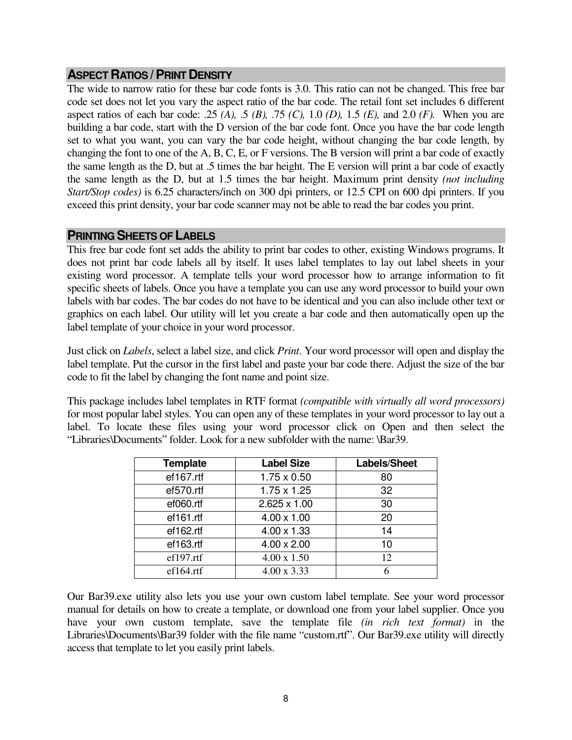## ASPECT RATIOS / PRINT DENSITY

The wide to narrow ratio for these bar code fonts is 3.0. This ratio can not be changed. This free bar code set does not let you vary the aspect ratio of the bar code. The retail font set includes 6 different aspect ratios of each bar code: .25 *(A),* .5 *(B),* .75 *(C),* 1.0 *(D),* 1.5 *(E),* and 2.0 *(F).* When you are building a bar code, start with the D version of the bar code font. Once you have the bar code length set to what you want, you can vary the bar code height, without changing the bar code length, by changing the font to one of the A, B, C, E, or F versions. The B version will print a bar code of exactly the same length as the D, but at .5 times the bar height. The E version will print a bar code of exactly the same length as the D, but at 1.5 times the bar height. Maximum print density *(not including Start/Stop codes)* is 6.25 characters/inch on 300 dpi printers, or 12.5 CPI on 600 dpi printers. If you exceed this print density, your bar code scanner may not be able to read the bar codes you print.

## PRINTING SHEETS OF LABELS

This free bar code font set adds the ability to print bar codes to other, existing Windows programs. It does not print bar code labels all by itself. It uses label templates to lay out label sheets in your existing word processor. A template tells your word processor how to arrange information to fit specific sheets of labels. Once you have a template you can use any word processor to build your own labels with bar codes. The bar codes do not have to be identical and you can also include other text or graphics on each label. Our utility will let you create a bar code and then automatically open up the label template of your choice in your word processor.

Just click on *Labels*, select a label size, and click *Print*. Your word processor will open and display the label template. Put the cursor in the first label and paste your bar code there. Adjust the size of the bar code to fit the label by changing the font name and point size.

This package includes label templates in RTF format *(compatible with virtually all word processors)* for most popular label styles. You can open any of these templates in your word processor to lay out a label. To locate these files using your word processor click on Open and then select the "Libraries\Documents" folder. Look for a new subfolder with the name: \Bar39.

| Template | Label Size | Labels/Sheet |
|---|---|---|
| ef167.rtf | 1.75 x 0.50 | 80 |
| ef570.rtf | 1.75 x 1.25 | 32 |
| ef060.rtf | 2.625 x 1.00 | 30 |
| ef161.rtf | 4.00 x 1.00 | 20 |
| ef162.rtf | 4.00 x 1.33 | 14 |
| ef163.rtf | 4.00 x 2.00 | 10 |
| ef197.rtf | 4.00 x 1.50 | 12 |
| ef164.rtf | 4.00 x 3.33 | 6 |

Our Bar39.exe utility also lets you use your own custom label template. See your word processor manual for details on how to create a template, or download one from your label supplier. Once you have your own custom template, save the template file *(in rich text format)* in the Libraries\Documents\Bar39 folder with the file name "custom.rtf". Our Bar39.exe utility will directly access that template to let you easily print labels.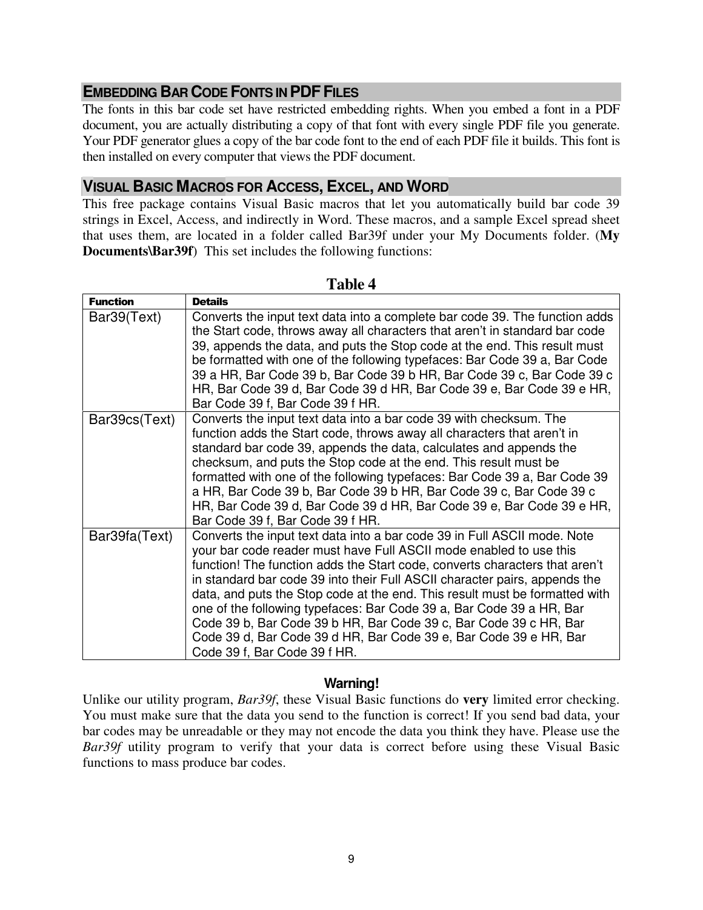## EMBEDDING BAR CODE FONTS IN PDF FILES

The fonts in this bar code set have restricted embedding rights. When you embed a font in a PDF document, you are actually distributing a copy of that font with every single PDF file you generate. Your PDF generator glues a copy of the bar code font to the end of each PDF file it builds. This font is then installed on every computer that views the PDF document.

## VISUAL BASIC MACROS FOR ACCESS, EXCEL, AND WORD

This free package contains Visual Basic macros that let you automatically build bar code 39 strings in Excel, Access, and indirectly in Word. These macros, and a sample Excel spread sheet that uses them, are located in a folder called Bar39f under your My Documents folder. (**My Documents\Bar39f**) This set includes the following functions:

**Table 4**

| Function | Details |
| --- | --- |
| Bar39(Text) | Converts the input text data into a complete bar code 39. The function adds the Start code, throws away all characters that aren't in standard bar code 39, appends the data, and puts the Stop code at the end. This result must be formatted with one of the following typefaces: Bar Code 39 a, Bar Code 39 a HR, Bar Code 39 b, Bar Code 39 b HR, Bar Code 39 c, Bar Code 39 c HR, Bar Code 39 d, Bar Code 39 d HR, Bar Code 39 e, Bar Code 39 e HR, Bar Code 39 f, Bar Code 39 f HR. |
| Bar39cs(Text) | Converts the input text data into a bar code 39 with checksum. The function adds the Start code, throws away all characters that aren't in standard bar code 39, appends the data, calculates and appends the checksum, and puts the Stop code at the end. This result must be formatted with one of the following typefaces: Bar Code 39 a, Bar Code 39 a HR, Bar Code 39 b, Bar Code 39 b HR, Bar Code 39 c, Bar Code 39 c HR, Bar Code 39 d, Bar Code 39 d HR, Bar Code 39 e, Bar Code 39 e HR, Bar Code 39 f, Bar Code 39 f HR. |
| Bar39fa(Text) | Converts the input text data into a bar code 39 in Full ASCII mode. Note your bar code reader must have Full ASCII mode enabled to use this function! The function adds the Start code, converts characters that aren't in standard bar code 39 into their Full ASCII character pairs, appends the data, and puts the Stop code at the end. This result must be formatted with one of the following typefaces: Bar Code 39 a, Bar Code 39 a HR, Bar Code 39 b, Bar Code 39 b HR, Bar Code 39 c, Bar Code 39 c HR, Bar Code 39 d, Bar Code 39 d HR, Bar Code 39 e, Bar Code 39 e HR, Bar Code 39 f, Bar Code 39 f HR. |

**Warning!**

Unlike our utility program, *Bar39f*, these Visual Basic functions do **very** limited error checking. You must make sure that the data you send to the function is correct! If you send bad data, your bar codes may be unreadable or they may not encode the data you think they have. Please use the *Bar39f* utility program to verify that your data is correct before using these Visual Basic functions to mass produce bar codes.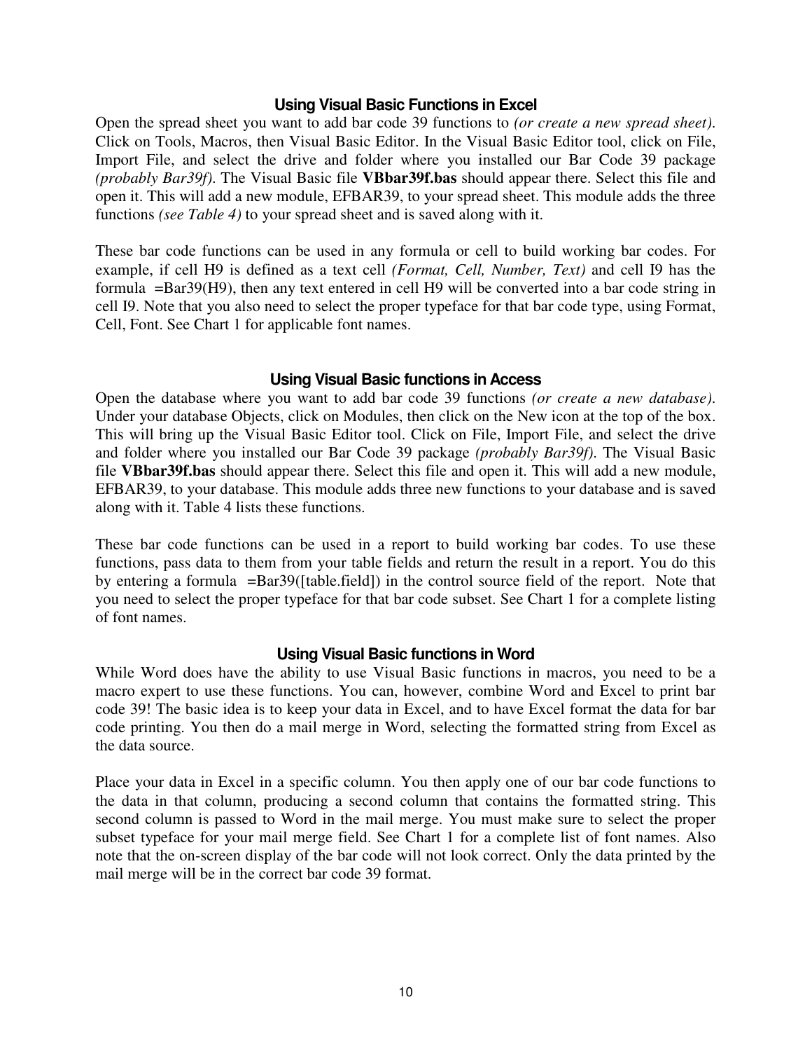### Using Visual Basic Functions in Excel

Open the spread sheet you want to add bar code 39 functions to *(or create a new spread sheet)*. Click on Tools, Macros, then Visual Basic Editor. In the Visual Basic Editor tool, click on File, Import File, and select the drive and folder where you installed our Bar Code 39 package *(probably Bar39f)*. The Visual Basic file **VBbar39f.bas** should appear there. Select this file and open it. This will add a new module, EFBAR39, to your spread sheet. This module adds the three functions *(see Table 4)* to your spread sheet and is saved along with it.

These bar code functions can be used in any formula or cell to build working bar codes. For example, if cell H9 is defined as a text cell *(Format, Cell, Number, Text)* and cell I9 has the formula =Bar39(H9), then any text entered in cell H9 will be converted into a bar code string in cell I9. Note that you also need to select the proper typeface for that bar code type, using Format, Cell, Font. See Chart 1 for applicable font names.

### Using Visual Basic functions in Access

Open the database where you want to add bar code 39 functions *(or create a new database)*. Under your database Objects, click on Modules, then click on the New icon at the top of the box. This will bring up the Visual Basic Editor tool. Click on File, Import File, and select the drive and folder where you installed our Bar Code 39 package *(probably Bar39f)*. The Visual Basic file **VBbar39f.bas** should appear there. Select this file and open it. This will add a new module, EFBAR39, to your database. This module adds three new functions to your database and is saved along with it. Table 4 lists these functions.

These bar code functions can be used in a report to build working bar codes. To use these functions, pass data to them from your table fields and return the result in a report. You do this by entering a formula =Bar39([table.field]) in the control source field of the report. Note that you need to select the proper typeface for that bar code subset. See Chart 1 for a complete listing of font names.

### Using Visual Basic functions in Word

While Word does have the ability to use Visual Basic functions in macros, you need to be a macro expert to use these functions. You can, however, combine Word and Excel to print bar code 39! The basic idea is to keep your data in Excel, and to have Excel format the data for bar code printing. You then do a mail merge in Word, selecting the formatted string from Excel as the data source.

Place your data in Excel in a specific column. You then apply one of our bar code functions to the data in that column, producing a second column that contains the formatted string. This second column is passed to Word in the mail merge. You must make sure to select the proper subset typeface for your mail merge field. See Chart 1 for a complete list of font names. Also note that the on-screen display of the bar code will not look correct. Only the data printed by the mail merge will be in the correct bar code 39 format.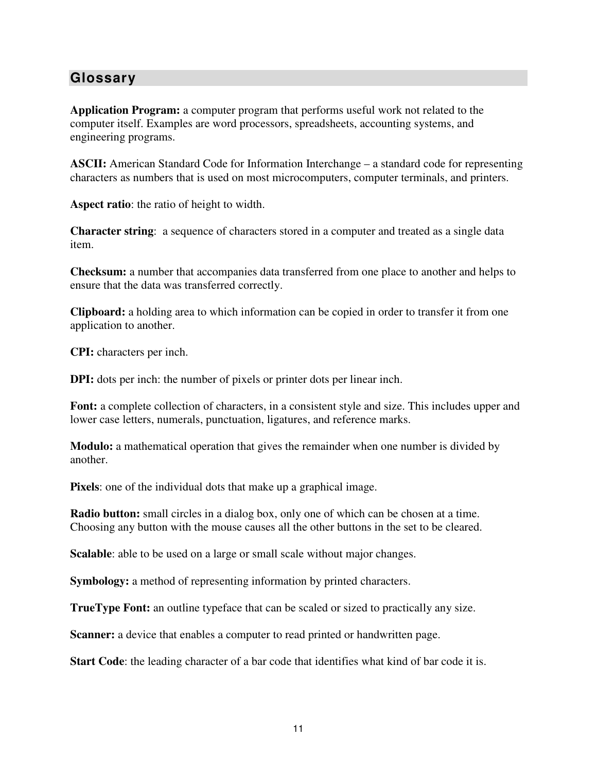## Glossary

**Application Program:** a computer program that performs useful work not related to the computer itself. Examples are word processors, spreadsheets, accounting systems, and engineering programs.

**ASCII:** American Standard Code for Information Interchange – a standard code for representing characters as numbers that is used on most microcomputers, computer terminals, and printers.

**Aspect ratio**: the ratio of height to width.

**Character string**: a sequence of characters stored in a computer and treated as a single data item.

**Checksum:** a number that accompanies data transferred from one place to another and helps to ensure that the data was transferred correctly.

**Clipboard:** a holding area to which information can be copied in order to transfer it from one application to another.

**CPI:** characters per inch.

**DPI:** dots per inch: the number of pixels or printer dots per linear inch.

**Font:** a complete collection of characters, in a consistent style and size. This includes upper and lower case letters, numerals, punctuation, ligatures, and reference marks.

**Modulo:** a mathematical operation that gives the remainder when one number is divided by another.

**Pixels**: one of the individual dots that make up a graphical image.

**Radio button:** small circles in a dialog box, only one of which can be chosen at a time. Choosing any button with the mouse causes all the other buttons in the set to be cleared.

**Scalable**: able to be used on a large or small scale without major changes.

**Symbology:** a method of representing information by printed characters.

**TrueType Font:** an outline typeface that can be scaled or sized to practically any size.

**Scanner:** a device that enables a computer to read printed or handwritten page.

**Start Code**: the leading character of a bar code that identifies what kind of bar code it is.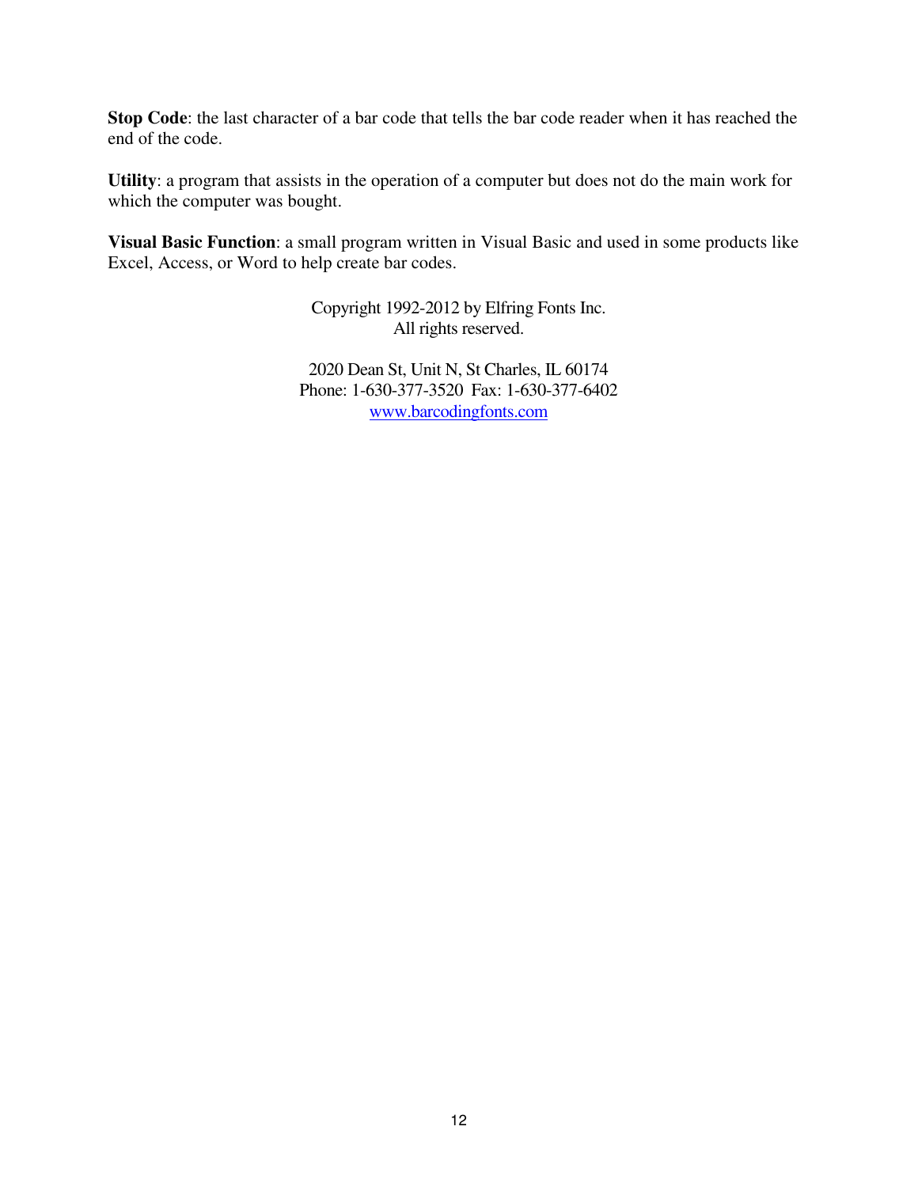**Stop Code**: the last character of a bar code that tells the bar code reader when it has reached the end of the code.

**Utility**: a program that assists in the operation of a computer but does not do the main work for which the computer was bought.

**Visual Basic Function**: a small program written in Visual Basic and used in some products like Excel, Access, or Word to help create bar codes.

Copyright 1992-2012 by Elfring Fonts Inc.
All rights reserved.

2020 Dean St, Unit N, St Charles, IL 60174
Phone: 1-630-377-3520 Fax: 1-630-377-6402
[www.barcodingfonts.com](http://www.barcodingfonts.com)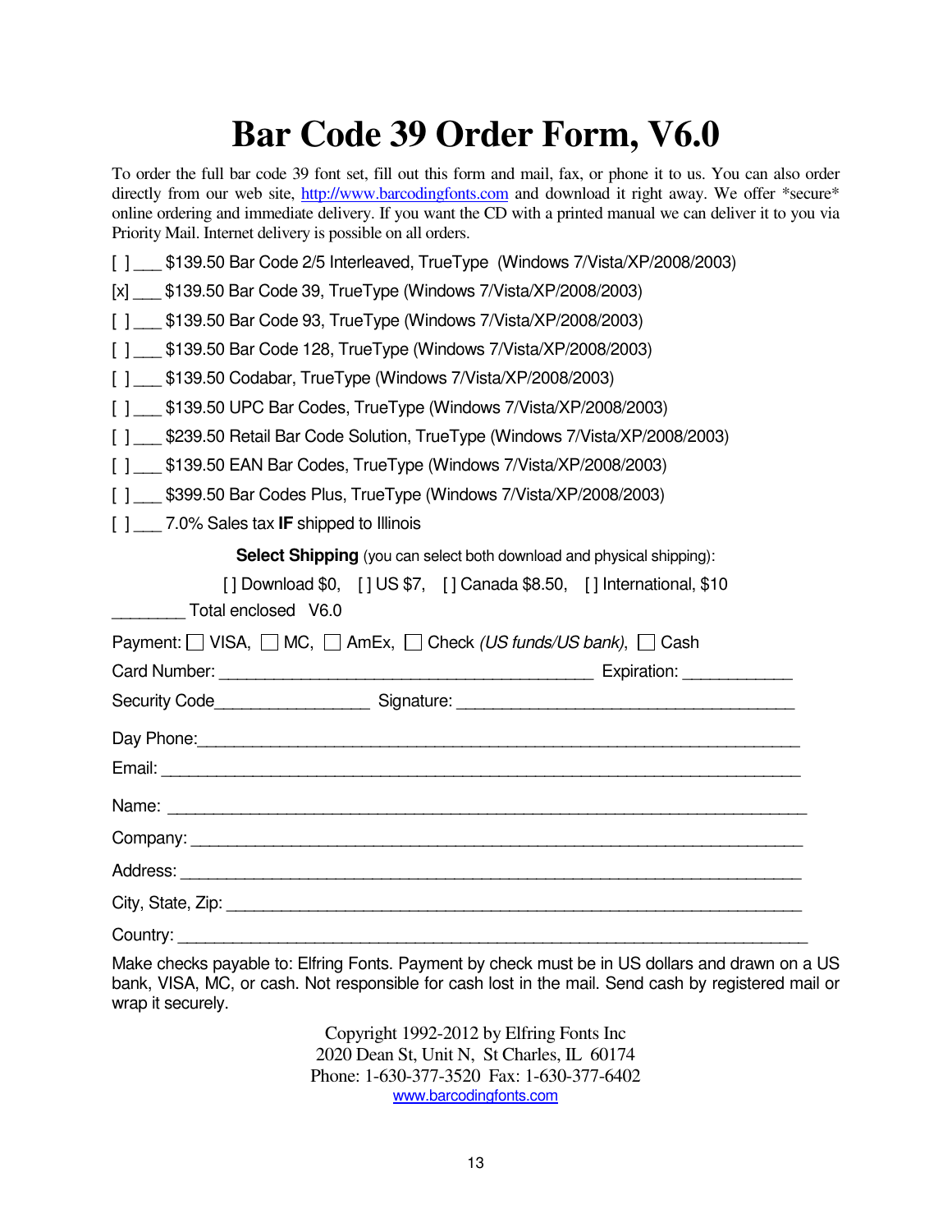# Bar Code 39 Order Form, V6.0

To order the full bar code 39 font set, fill out this form and mail, fax, or phone it to us. You can also order directly from our web site, http://www.barcodingfonts.com and download it right away. We offer *secure* online ordering and immediate delivery. If you want the CD with a printed manual we can deliver it to you via Priority Mail. Internet delivery is possible on all orders.

[ ] ___ $139.50 Bar Code 2/5 Interleaved, TrueType (Windows 7/Vista/XP/2008/2003)

[x] ___ $139.50 Bar Code 39, TrueType (Windows 7/Vista/XP/2008/2003)

[ ] ___ $139.50 Bar Code 93, TrueType (Windows 7/Vista/XP/2008/2003)

[ ] ___ $139.50 Bar Code 128, TrueType (Windows 7/Vista/XP/2008/2003)

[ ] ___ $139.50 Codabar, TrueType (Windows 7/Vista/XP/2008/2003)

[ ] ___ $139.50 UPC Bar Codes, TrueType (Windows 7/Vista/XP/2008/2003)

[ ] ___ $239.50 Retail Bar Code Solution, TrueType (Windows 7/Vista/XP/2008/2003)

[ ] ___ $139.50 EAN Bar Codes, TrueType (Windows 7/Vista/XP/2008/2003)

[ ] ___ $399.50 Bar Codes Plus, TrueType (Windows 7/Vista/XP/2008/2003)

[ ] ___ 7.0% Sales tax **IF** shipped to Illinois

**Select Shipping** (you can select both download and physical shipping):

[ ] Download $0, [ ] US $7, [ ] Canada $8.50, [ ] International, $10

________ Total enclosed V6.0

Payment: ☐ VISA, ☐ MC, ☐ AmEx, ☐ Check *(US funds/US bank)*, ☐ Cash

Card Number: ________________________________________ Expiration: ___________

Security Code________________ Signature: ________________________________

Day Phone:_____________________________________________________________

Email: ________________________________________________________________

Name: ________________________________________________________________

Company: ______________________________________________________________

Address: _______________________________________________________________

City, State, Zip: _________________________________________________________

Country: _______________________________________________________________

Make checks payable to: Elfring Fonts. Payment by check must be in US dollars and drawn on a US bank, VISA, MC, or cash. Not responsible for cash lost in the mail. Send cash by registered mail or wrap it securely.

Copyright 1992-2012 by Elfring Fonts Inc
2020 Dean St, Unit N, St Charles, IL 60174
Phone: 1-630-377-3520 Fax: 1-630-377-6402
www.barcodingfonts.com